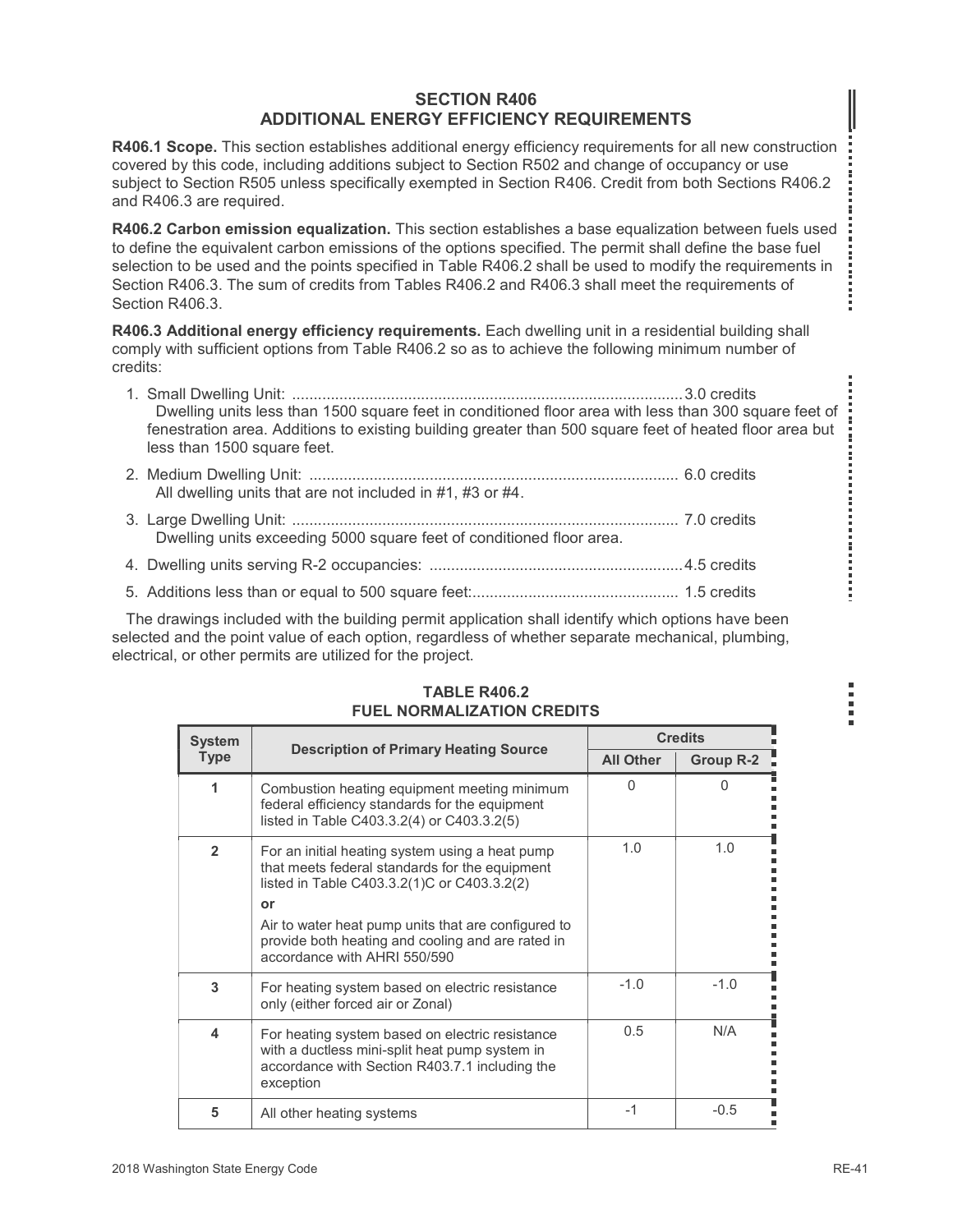## SECTION R406
## ADDITIONAL ENERGY EFFICIENCY REQUIREMENTS

**R406.1 Scope.** This section establishes additional energy efficiency requirements for all new construction covered by this code, including additions subject to Section R502 and change of occupancy or use subject to Section R505 unless specifically exempted in Section R406. Credit from both Sections R406.2 and R406.3 are required.

**R406.2 Carbon emission equalization.** This section establishes a base equalization between fuels used to define the equivalent carbon emissions of the options specified. The permit shall define the base fuel selection to be used and the points specified in Table R406.2 shall be used to modify the requirements in Section R406.3. The sum of credits from Tables R406.2 and R406.3 shall meet the requirements of Section R406.3.

**R406.3 Additional energy efficiency requirements.** Each dwelling unit in a residential building shall comply with sufficient options from Table R406.2 so as to achieve the following minimum number of credits:

1. Small Dwelling Unit: ..........................................................................................3.0 credits
   Dwelling units less than 1500 square feet in conditioned floor area with less than 300 square feet of fenestration area. Additions to existing building greater than 500 square feet of heated floor area but less than 1500 square feet.
2. Medium Dwelling Unit: ..................................................................................... 6.0 credits
   All dwelling units that are not included in #1, #3 or #4.
3. Large Dwelling Unit: ......................................................................................... 7.0 credits
   Dwelling units exceeding 5000 square feet of conditioned floor area.
4. Dwelling units serving R-2 occupancies: ...........................................................4.5 credits
5. Additions less than or equal to 500 square feet:................................................ 1.5 credits

The drawings included with the building permit application shall identify which options have been selected and the point value of each option, regardless of whether separate mechanical, plumbing, electrical, or other permits are utilized for the project.

**TABLE R406.2**
**FUEL NORMALIZATION CREDITS**

| System Type | Description of Primary Heating Source | Credits | |
|---|---|---|---|
| | | All Other | Group R-2 |
| 1 | Combustion heating equipment meeting minimum federal efficiency standards for the equipment listed in Table C403.3.2(4) or C403.3.2(5) | 0 | 0 |
| 2 | For an initial heating system using a heat pump that meets federal standards for the equipment listed in Table C403.3.2(1)C or C403.3.2(2) **or** Air to water heat pump units that are configured to provide both heating and cooling and are rated in accordance with AHRI 550/590 | 1.0 | 1.0 |
| 3 | For heating system based on electric resistance only (either forced air or Zonal) | -1.0 | -1.0 |
| 4 | For heating system based on electric resistance with a ductless mini-split heat pump system in accordance with Section R403.7.1 including the exception | 0.5 | N/A |
| 5 | All other heating systems | -1 | -0.5 |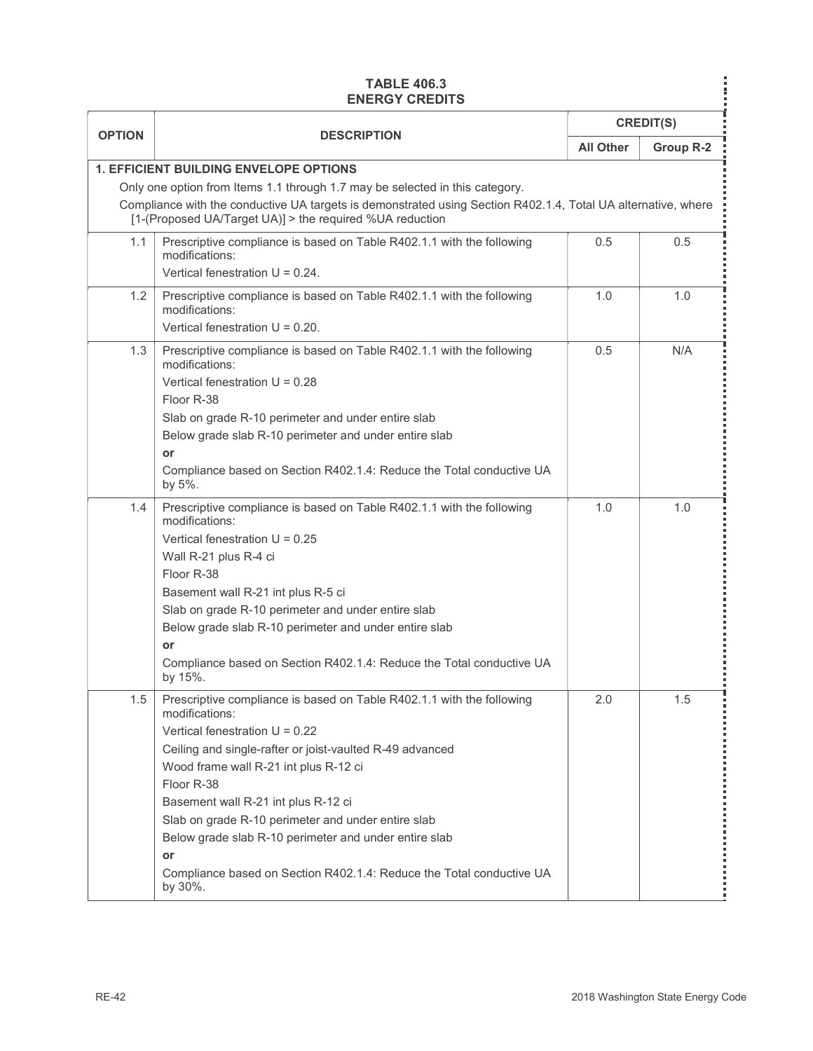**TABLE 406.3**
**ENERGY CREDITS**

| OPTION | DESCRIPTION | CREDIT(S) | |
|---|---|---|---|
| | | **All Other** | **Group R-2** |
| | **1. EFFICIENT BUILDING ENVELOPE OPTIONS**<br>Only one option from Items 1.1 through 1.7 may be selected in this category.<br>Compliance with the conductive UA targets is demonstrated using Section R402.1.4, Total UA alternative, where [1-(Proposed UA/Target UA)] > the required %UA reduction | | |
| 1.1 | Prescriptive compliance is based on Table R402.1.1 with the following modifications:<br>Vertical fenestration U = 0.24. | 0.5 | 0.5 |
| 1.2 | Prescriptive compliance is based on Table R402.1.1 with the following modifications:<br>Vertical fenestration U = 0.20. | 1.0 | 1.0 |
| 1.3 | Prescriptive compliance is based on Table R402.1.1 with the following modifications:<br>Vertical fenestration U = 0.28<br>Floor R-38<br>Slab on grade R-10 perimeter and under entire slab<br>Below grade slab R-10 perimeter and under entire slab<br>**or**<br>Compliance based on Section R402.1.4: Reduce the Total conductive UA by 5%. | 0.5 | N/A |
| 1.4 | Prescriptive compliance is based on Table R402.1.1 with the following modifications:<br>Vertical fenestration U = 0.25<br>Wall R-21 plus R-4 ci<br>Floor R-38<br>Basement wall R-21 int plus R-5 ci<br>Slab on grade R-10 perimeter and under entire slab<br>Below grade slab R-10 perimeter and under entire slab<br>**or**<br>Compliance based on Section R402.1.4: Reduce the Total conductive UA by 15%. | 1.0 | 1.0 |
| 1.5 | Prescriptive compliance is based on Table R402.1.1 with the following modifications:<br>Vertical fenestration U = 0.22<br>Ceiling and single-rafter or joist-vaulted R-49 advanced<br>Wood frame wall R-21 int plus R-12 ci<br>Floor R-38<br>Basement wall R-21 int plus R-12 ci<br>Slab on grade R-10 perimeter and under entire slab<br>Below grade slab R-10 perimeter and under entire slab<br>**or**<br>Compliance based on Section R402.1.4: Reduce the Total conductive UA by 30%. | 2.0 | 1.5 |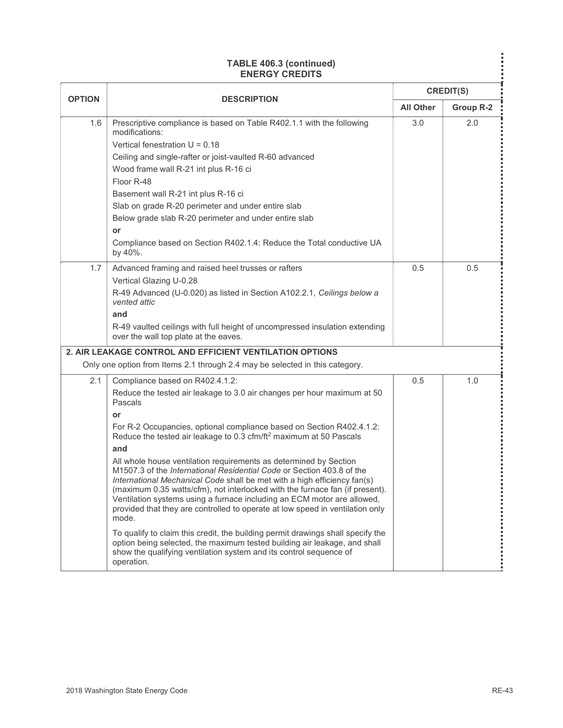**TABLE 406.3 (continued)**
**ENERGY CREDITS**

| OPTION | DESCRIPTION | CREDIT(S) | |
|---|---|---|---|
| | | **All Other** | **Group R-2** |
| 1.6 | Prescriptive compliance is based on Table R402.1.1 with the following modifications:<br>Vertical fenestration U = 0.18<br>Ceiling and single-rafter or joist-vaulted R-60 advanced<br>Wood frame wall R-21 int plus R-16 ci<br>Floor R-48<br>Basement wall R-21 int plus R-16 ci<br>Slab on grade R-20 perimeter and under entire slab<br>Below grade slab R-20 perimeter and under entire slab<br>**or**<br>Compliance based on Section R402.1.4: Reduce the Total conductive UA by 40%. | 3.0 | 2.0 |
| 1.7 | Advanced framing and raised heel trusses or rafters<br>Vertical Glazing U-0.28<br>R-49 Advanced (U-0.020) as listed in Section A102.2.1, *Ceilings below a vented attic*<br>**and**<br>R-49 vaulted ceilings with full height of uncompressed insulation extending over the wall top plate at the eaves. | 0.5 | 0.5 |
| **2. AIR LEAKAGE CONTROL AND EFFICIENT VENTILATION OPTIONS**<br>Only one option from Items 2.1 through 2.4 may be selected in this category. | | | |
| 2.1 | Compliance based on R402.4.1.2:<br>Reduce the tested air leakage to 3.0 air changes per hour maximum at 50 Pascals<br>**or**<br>For R-2 Occupancies, optional compliance based on Section R402.4.1.2: Reduce the tested air leakage to 0.3 cfm/ft$^2$ maximum at 50 Pascals<br>**and**<br>All whole house ventilation requirements as determined by Section M1507.3 of the *International Residential Code* or Section 403.8 of the *International Mechanical Code* shall be met with a high efficiency fan(s) (maximum 0.35 watts/cfm), not interlocked with the furnace fan (if present). Ventilation systems using a furnace including an ECM motor are allowed, provided that they are controlled to operate at low speed in ventilation only mode.<br>To qualify to claim this credit, the building permit drawings shall specify the option being selected, the maximum tested building air leakage, and shall show the qualifying ventilation system and its control sequence of operation. | 0.5 | 1.0 |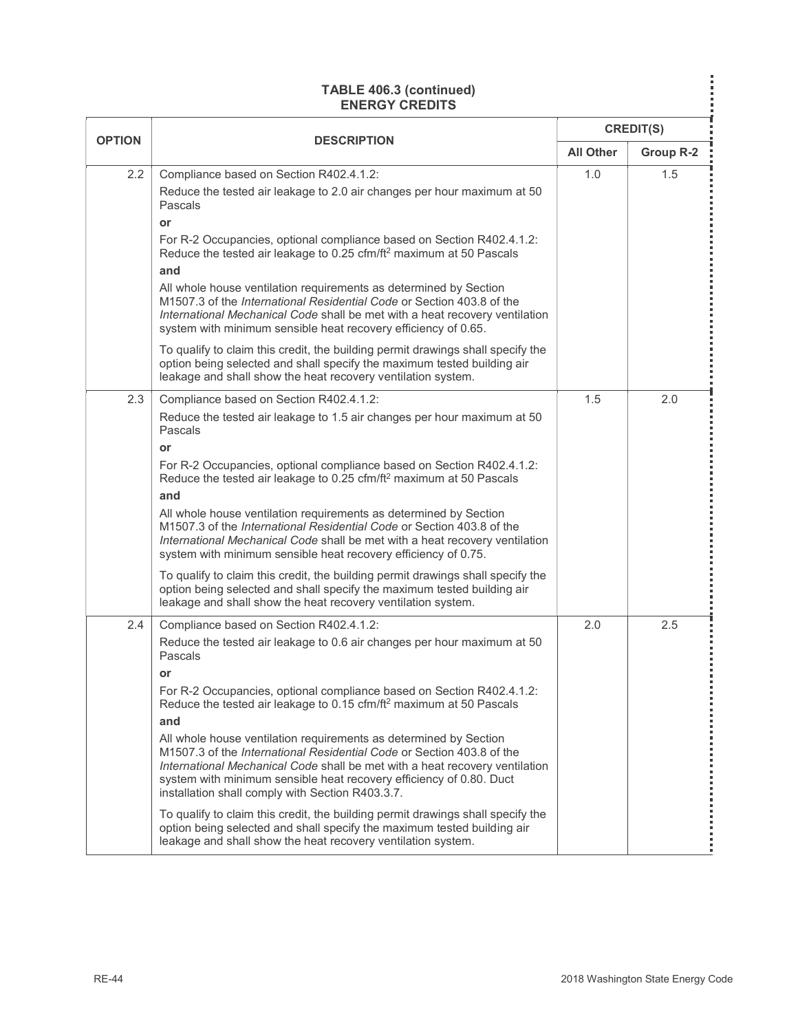**TABLE 406.3 (continued)**
**ENERGY CREDITS**

| OPTION | DESCRIPTION | CREDIT(S) | |
|---|---|---|---|
| | | All Other | Group R-2 |
| 2.2 | Compliance based on Section R402.4.1.2: Reduce the tested air leakage to 2.0 air changes per hour maximum at 50 Pascals **or** For R-2 Occupancies, optional compliance based on Section R402.4.1.2: Reduce the tested air leakage to 0.25 cfm/ft$^2$ maximum at 50 Pascals **and** All whole house ventilation requirements as determined by Section M1507.3 of the *International Residential Code* or Section 403.8 of the *International Mechanical Code* shall be met with a heat recovery ventilation system with minimum sensible heat recovery efficiency of 0.65. To qualify to claim this credit, the building permit drawings shall specify the option being selected and shall specify the maximum tested building air leakage and shall show the heat recovery ventilation system. | 1.0 | 1.5 |
| 2.3 | Compliance based on Section R402.4.1.2: Reduce the tested air leakage to 1.5 air changes per hour maximum at 50 Pascals **or** For R-2 Occupancies, optional compliance based on Section R402.4.1.2: Reduce the tested air leakage to 0.25 cfm/ft$^2$ maximum at 50 Pascals **and** All whole house ventilation requirements as determined by Section M1507.3 of the *International Residential Code* or Section 403.8 of the *International Mechanical Code* shall be met with a heat recovery ventilation system with minimum sensible heat recovery efficiency of 0.75. To qualify to claim this credit, the building permit drawings shall specify the option being selected and shall specify the maximum tested building air leakage and shall show the heat recovery ventilation system. | 1.5 | 2.0 |
| 2.4 | Compliance based on Section R402.4.1.2: Reduce the tested air leakage to 0.6 air changes per hour maximum at 50 Pascals **or** For R-2 Occupancies, optional compliance based on Section R402.4.1.2: Reduce the tested air leakage to 0.15 cfm/ft$^2$ maximum at 50 Pascals **and** All whole house ventilation requirements as determined by Section M1507.3 of the *International Residential Code* or Section 403.8 of the *International Mechanical Code* shall be met with a heat recovery ventilation system with minimum sensible heat recovery efficiency of 0.80. Duct installation shall comply with Section R403.3.7. To qualify to claim this credit, the building permit drawings shall specify the option being selected and shall specify the maximum tested building air leakage and shall show the heat recovery ventilation system. | 2.0 | 2.5 |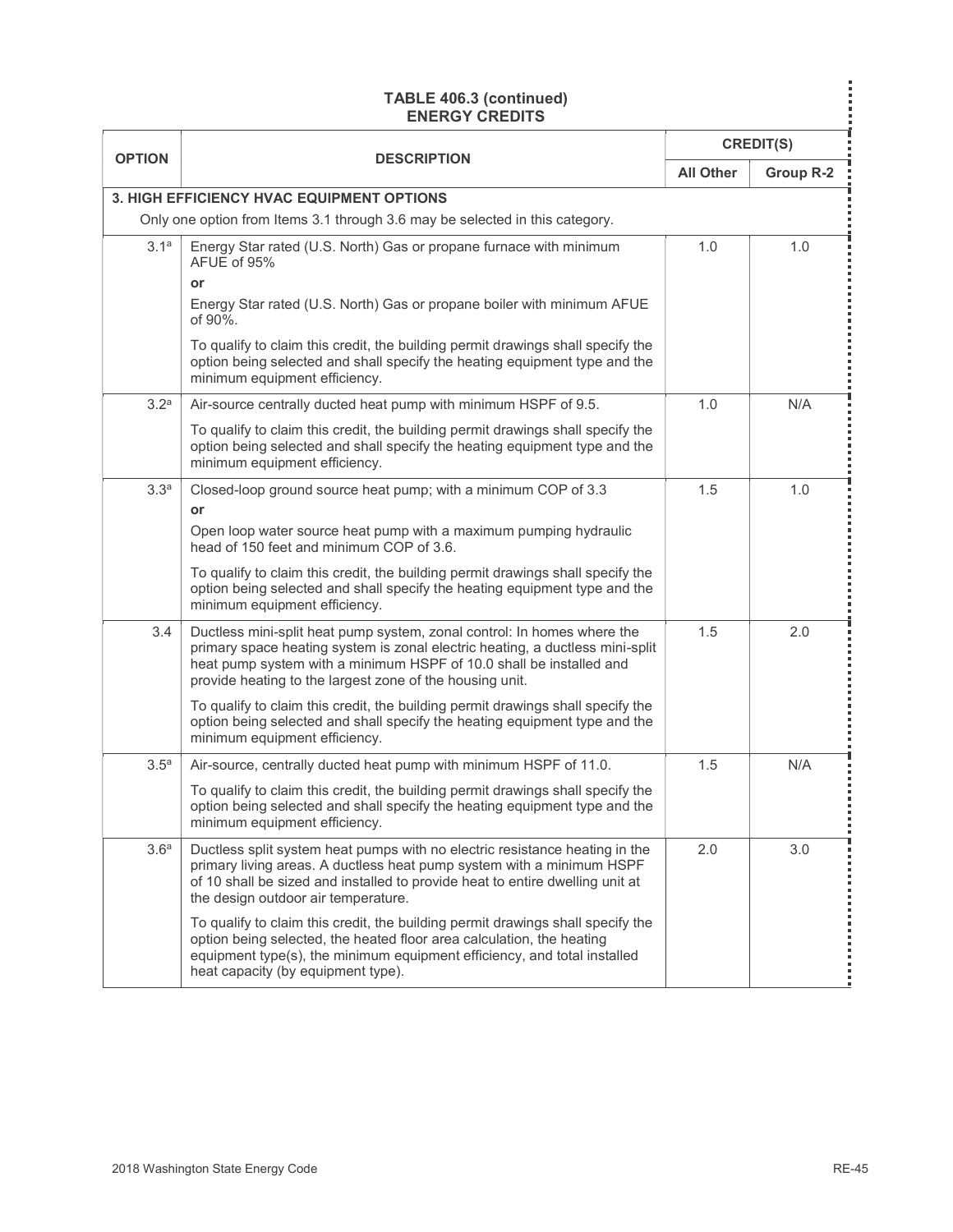**TABLE 406.3 (continued)**
**ENERGY CREDITS**

| OPTION | DESCRIPTION | CREDIT(S) | |
|---|---|---|---|
| | | All Other | Group R-2 |
| **3. HIGH EFFICIENCY HVAC EQUIPMENT OPTIONS** Only one option from Items 3.1 through 3.6 may be selected in this category. | | | |
| 3.1[a] | Energy Star rated (U.S. North) Gas or propane furnace with minimum AFUE of 95% **or** Energy Star rated (U.S. North) Gas or propane boiler with minimum AFUE of 90%. To qualify to claim this credit, the building permit drawings shall specify the option being selected and shall specify the heating equipment type and the minimum equipment efficiency. | 1.0 | 1.0 |
| 3.2[a] | Air-source centrally ducted heat pump with minimum HSPF of 9.5. To qualify to claim this credit, the building permit drawings shall specify the option being selected and shall specify the heating equipment type and the minimum equipment efficiency. | 1.0 | N/A |
| 3.3[a] | Closed-loop ground source heat pump; with a minimum COP of 3.3 **or** Open loop water source heat pump with a maximum pumping hydraulic head of 150 feet and minimum COP of 3.6. To qualify to claim this credit, the building permit drawings shall specify the option being selected and shall specify the heating equipment type and the minimum equipment efficiency. | 1.5 | 1.0 |
| 3.4 | Ductless mini-split heat pump system, zonal control: In homes where the primary space heating system is zonal electric heating, a ductless mini-split heat pump system with a minimum HSPF of 10.0 shall be installed and provide heating to the largest zone of the housing unit. To qualify to claim this credit, the building permit drawings shall specify the option being selected and shall specify the heating equipment type and the minimum equipment efficiency. | 1.5 | 2.0 |
| 3.5[a] | Air-source, centrally ducted heat pump with minimum HSPF of 11.0. To qualify to claim this credit, the building permit drawings shall specify the option being selected and shall specify the heating equipment type and the minimum equipment efficiency. | 1.5 | N/A |
| 3.6[a] | Ductless split system heat pumps with no electric resistance heating in the primary living areas. A ductless heat pump system with a minimum HSPF of 10 shall be sized and installed to provide heat to entire dwelling unit at the design outdoor air temperature. To qualify to claim this credit, the building permit drawings shall specify the option being selected, the heated floor area calculation, the heating equipment type(s), the minimum equipment efficiency, and total installed heat capacity (by equipment type). | 2.0 | 3.0 |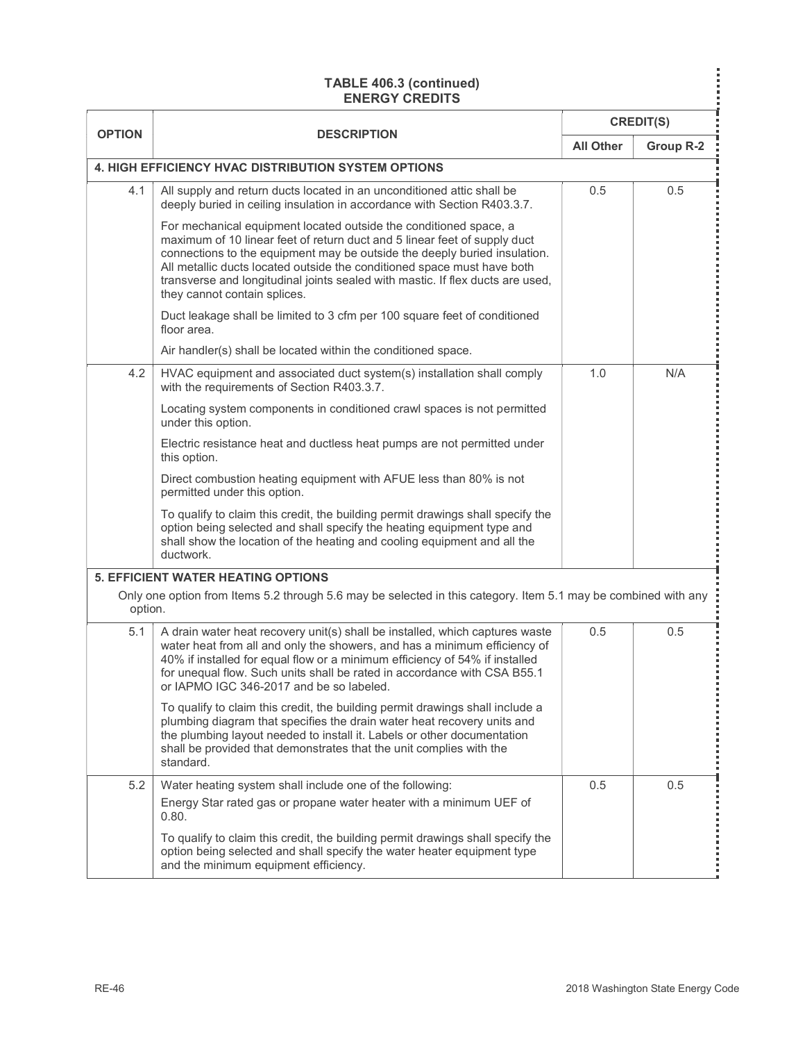**TABLE 406.3 (continued)**
**ENERGY CREDITS**

| OPTION | DESCRIPTION | CREDIT(S) | |
|---|---|---|---|
| | | All Other | Group R-2 |
| **4. HIGH EFFICIENCY HVAC DISTRIBUTION SYSTEM OPTIONS** | | | |
| 4.1 | All supply and return ducts located in an unconditioned attic shall be deeply buried in ceiling insulation in accordance with Section R403.3.7.<br><br>For mechanical equipment located outside the conditioned space, a maximum of 10 linear feet of return duct and 5 linear feet of supply duct connections to the equipment may be outside the deeply buried insulation. All metallic ducts located outside the conditioned space must have both transverse and longitudinal joints sealed with mastic. If flex ducts are used, they cannot contain splices.<br><br>Duct leakage shall be limited to 3 cfm per 100 square feet of conditioned floor area.<br><br>Air handler(s) shall be located within the conditioned space. | 0.5 | 0.5 |
| 4.2 | HVAC equipment and associated duct system(s) installation shall comply with the requirements of Section R403.3.7.<br><br>Locating system components in conditioned crawl spaces is not permitted under this option.<br><br>Electric resistance heat and ductless heat pumps are not permitted under this option.<br><br>Direct combustion heating equipment with AFUE less than 80% is not permitted under this option.<br><br>To qualify to claim this credit, the building permit drawings shall specify the option being selected and shall specify the heating equipment type and shall show the location of the heating and cooling equipment and all the ductwork. | 1.0 | N/A |
| **5. EFFICIENT WATER HEATING OPTIONS**<br>Only one option from Items 5.2 through 5.6 may be selected in this category. Item 5.1 may be combined with any option. | | | |
| 5.1 | A drain water heat recovery unit(s) shall be installed, which captures waste water heat from all and only the showers, and has a minimum efficiency of 40% if installed for equal flow or a minimum efficiency of 54% if installed for unequal flow. Such units shall be rated in accordance with CSA B55.1 or IAPMO IGC 346-2017 and be so labeled.<br><br>To qualify to claim this credit, the building permit drawings shall include a plumbing diagram that specifies the drain water heat recovery units and the plumbing layout needed to install it. Labels or other documentation shall be provided that demonstrates that the unit complies with the standard. | 0.5 | 0.5 |
| 5.2 | Water heating system shall include one of the following:<br>Energy Star rated gas or propane water heater with a minimum UEF of 0.80.<br><br>To qualify to claim this credit, the building permit drawings shall specify the option being selected and shall specify the water heater equipment type and the minimum equipment efficiency. | 0.5 | 0.5 |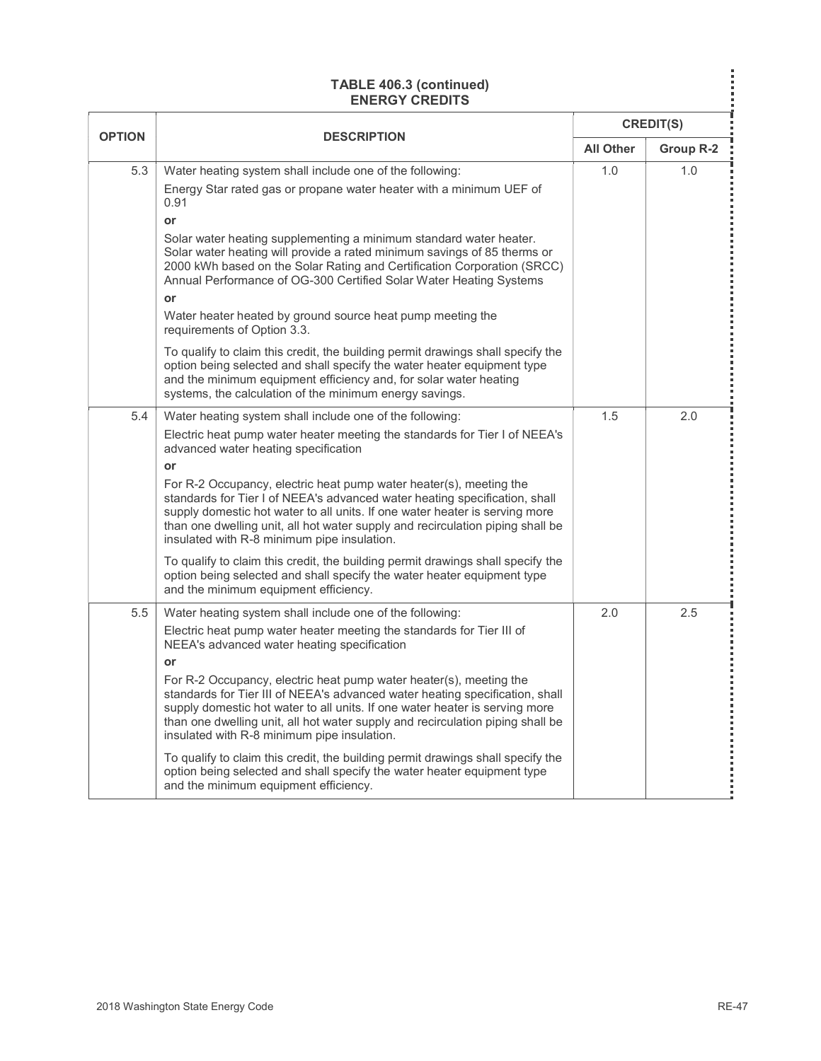**TABLE 406.3 (continued)**
**ENERGY CREDITS**

| OPTION | DESCRIPTION | CREDIT(S) | |
|---|---|---|---|
| | | All Other | Group R-2 |
| 5.3 | Water heating system shall include one of the following:<br>Energy Star rated gas or propane water heater with a minimum UEF of 0.91<br>**or**<br>Solar water heating supplementing a minimum standard water heater. Solar water heating will provide a rated minimum savings of 85 therms or 2000 kWh based on the Solar Rating and Certification Corporation (SRCC) Annual Performance of OG-300 Certified Solar Water Heating Systems<br>**or**<br>Water heater heated by ground source heat pump meeting the requirements of Option 3.3.<br>To qualify to claim this credit, the building permit drawings shall specify the option being selected and shall specify the water heater equipment type and the minimum equipment efficiency and, for solar water heating systems, the calculation of the minimum energy savings. | 1.0 | 1.0 |
| 5.4 | Water heating system shall include one of the following:<br>Electric heat pump water heater meeting the standards for Tier I of NEEA's advanced water heating specification<br>**or**<br>For R-2 Occupancy, electric heat pump water heater(s), meeting the standards for Tier I of NEEA's advanced water heating specification, shall supply domestic hot water to all units. If one water heater is serving more than one dwelling unit, all hot water supply and recirculation piping shall be insulated with R-8 minimum pipe insulation.<br>To qualify to claim this credit, the building permit drawings shall specify the option being selected and shall specify the water heater equipment type and the minimum equipment efficiency. | 1.5 | 2.0 |
| 5.5 | Water heating system shall include one of the following:<br>Electric heat pump water heater meeting the standards for Tier III of NEEA's advanced water heating specification<br>**or**<br>For R-2 Occupancy, electric heat pump water heater(s), meeting the standards for Tier III of NEEA's advanced water heating specification, shall supply domestic hot water to all units. If one water heater is serving more than one dwelling unit, all hot water supply and recirculation piping shall be insulated with R-8 minimum pipe insulation.<br>To qualify to claim this credit, the building permit drawings shall specify the option being selected and shall specify the water heater equipment type and the minimum equipment efficiency. | 2.0 | 2.5 |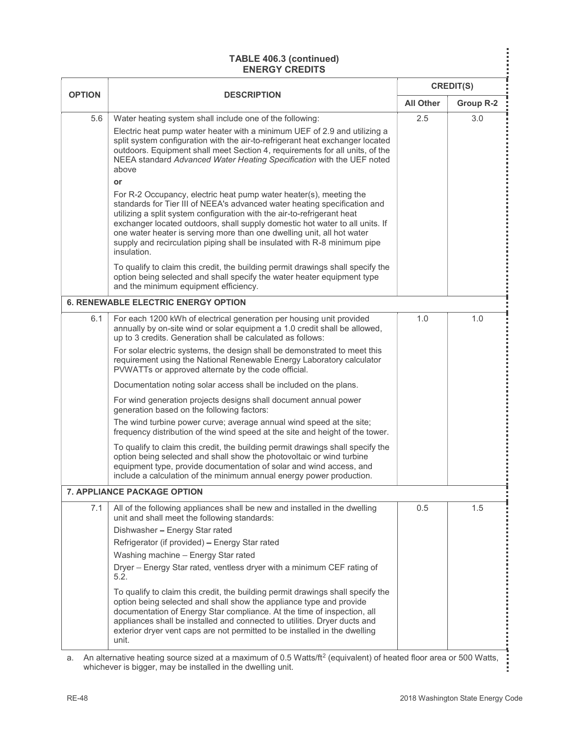**TABLE 406.3 (continued)**
**ENERGY CREDITS**

| OPTION | DESCRIPTION | CREDIT(S) | |
|---|---|---|---|
| | | **All Other** | **Group R-2** |
| 5.6 | Water heating system shall include one of the following:<br><br>Electric heat pump water heater with a minimum UEF of 2.9 and utilizing a split system configuration with the air-to-refrigerant heat exchanger located outdoors. Equipment shall meet Section 4, requirements for all units, of the NEEA standard *Advanced Water Heating Specification* with the UEF noted above<br><br>**or**<br><br>For R-2 Occupancy, electric heat pump water heater(s), meeting the standards for Tier III of NEEA's advanced water heating specification and utilizing a split system configuration with the air-to-refrigerant heat exchanger located outdoors, shall supply domestic hot water to all units. If one water heater is serving more than one dwelling unit, all hot water supply and recirculation piping shall be insulated with R-8 minimum pipe insulation.<br><br>To qualify to claim this credit, the building permit drawings shall specify the option being selected and shall specify the water heater equipment type and the minimum equipment efficiency. | 2.5 | 3.0 |
| **6. RENEWABLE ELECTRIC ENERGY OPTION** | | | |
| 6.1 | For each 1200 kWh of electrical generation per housing unit provided annually by on-site wind or solar equipment a 1.0 credit shall be allowed, up to 3 credits. Generation shall be calculated as follows:<br><br>For solar electric systems, the design shall be demonstrated to meet this requirement using the National Renewable Energy Laboratory calculator PVWATTs or approved alternate by the code official.<br><br>Documentation noting solar access shall be included on the plans.<br><br>For wind generation projects designs shall document annual power generation based on the following factors:<br><br>The wind turbine power curve; average annual wind speed at the site; frequency distribution of the wind speed at the site and height of the tower.<br><br>To qualify to claim this credit, the building permit drawings shall specify the option being selected and shall show the photovoltaic or wind turbine equipment type, provide documentation of solar and wind access, and include a calculation of the minimum annual energy power production. | 1.0 | 1.0 |
| **7. APPLIANCE PACKAGE OPTION** | | | |
| 7.1 | All of the following appliances shall be new and installed in the dwelling unit and shall meet the following standards:<br><br>Dishwasher – Energy Star rated<br><br>Refrigerator (if provided) – Energy Star rated<br><br>Washing machine – Energy Star rated<br><br>Dryer – Energy Star rated, ventless dryer with a minimum CEF rating of 5.2.<br><br>To qualify to claim this credit, the building permit drawings shall specify the option being selected and shall show the appliance type and provide documentation of Energy Star compliance. At the time of inspection, all appliances shall be installed and connected to utilities. Dryer ducts and exterior dryer vent caps are not permitted to be installed in the dwelling unit. | 0.5 | 1.5 |

a. An alternative heating source sized at a maximum of 0.5 Watts/ft$^2$ (equivalent) of heated floor area or 500 Watts, whichever is bigger, may be installed in the dwelling unit.